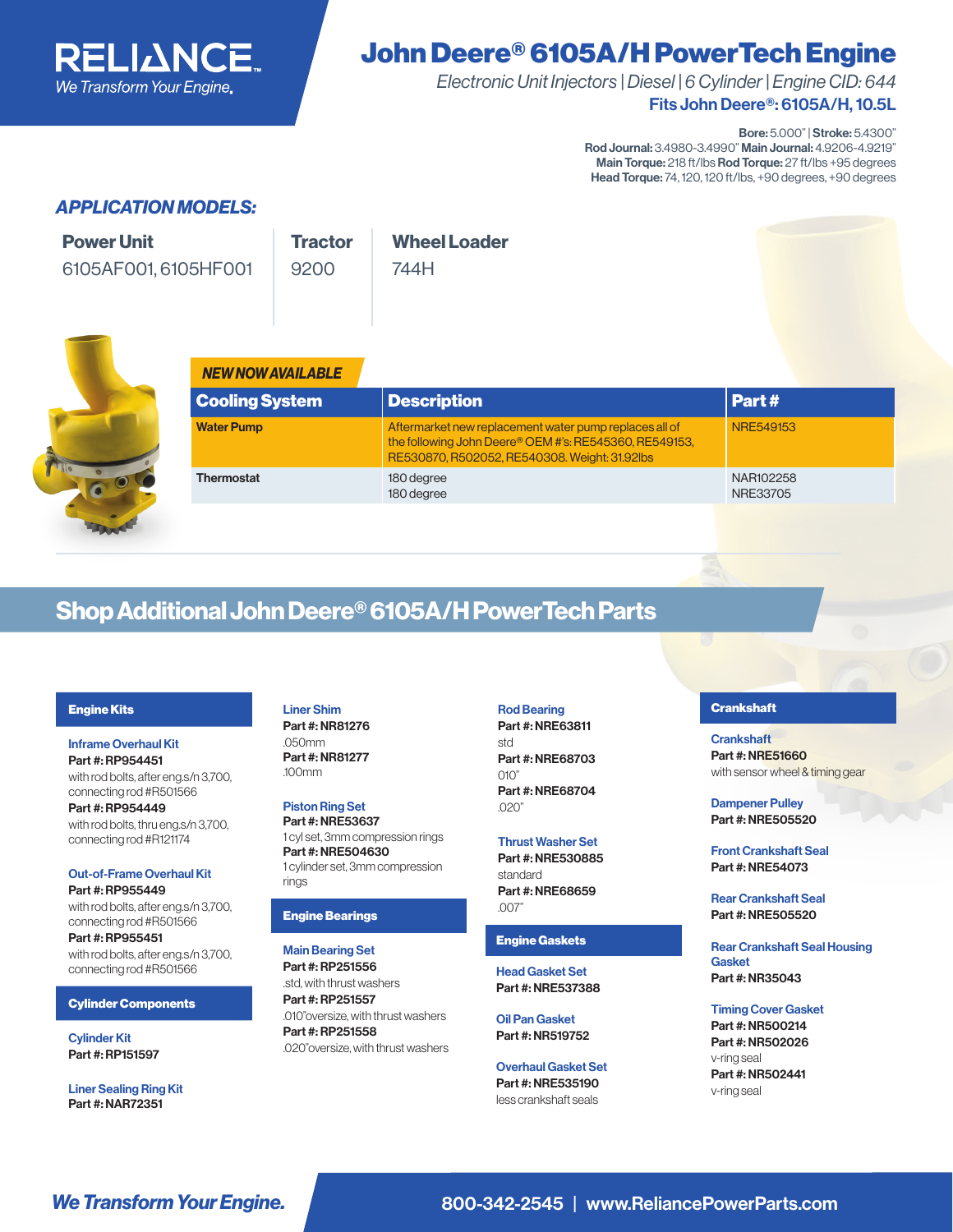RELIANCE
*We Transform Your Engine.*

# John Deere® 6105A/H PowerTech Engine

*Electronic Unit Injectors | Diesel | 6 Cylinder | Engine CID: 644*

**Fits John Deere®: 6105A/H, 10.5L**

**Bore:** 5.000" | **Stroke:** 5.4300"
**Rod Journal:** 3.4980-3.4990" **Main Journal:** 4.9206-4.9219"
**Main Torque:** 218 ft/lbs **Rod Torque:** 27 ft/lbs +95 degrees
**Head Torque:** 74, 120, 120 ft/lbs, +90 degrees, +90 degrees

## *APPLICATION MODELS:*

| Power Unit | Tractor | Wheel Loader |
|---|---|---|
| 6105AF001, 6105HF001 | 9200 | 744H |

***NEW NOW AVAILABLE***

| Cooling System | Description | Part # |
|---|---|---|
| **Water Pump** | Aftermarket new replacement water pump replaces all of the following John Deere® OEM #'s: RE545360, RE549153, RE530870, R502052, RE540308. Weight: 31.92lbs | NRE549153 |
| **Thermostat** | 180 degree<br>180 degree | NAR102258<br>NRE33705 |

## Shop Additional John Deere® 6105A/H PowerTech Parts

### Engine Kits

**Inframe Overhaul Kit**
**Part #: RP954451**
with rod bolts, after eng.s/n 3,700, connecting rod #R501566
**Part #: RP954449**
with rod bolts, thru eng.s/n 3,700, connecting rod #R121174

**Out-of-Frame Overhaul Kit**
**Part #: RP955449**
with rod bolts, after eng.s/n 3,700, connecting rod #R501566
**Part #: RP955451**
with rod bolts, after eng.s/n 3,700, connecting rod #R501566

### Cylinder Components

**Cylinder Kit**
**Part #: RP151597**

**Liner Sealing Ring Kit**
**Part #: NAR72351**

**Liner Shim**
**Part #: NR81276**
.050mm
**Part #: NR81277**
.100mm

**Piston Ring Set**
**Part #: NRE53637**
1 cyl set, 3mm compression rings
**Part #: NRE504630**
1 cylinder set, 3mm compression rings

### Engine Bearings

**Main Bearing Set**
**Part #: RP251556**
.std, with thrust washers
**Part #: RP251557**
.010"oversize, with thrust washers
**Part #: RP251558**
.020"oversize, with thrust washers

**Rod Bearing**
**Part #: NRE63811**
std
**Part #: NRE68703**
010"
**Part #: NRE68704**
.020"

**Thrust Washer Set**
**Part #: NRE530885**
standard
**Part #: NRE68659**
.007"

### Engine Gaskets

**Head Gasket Set**
**Part #: NRE537388**

**Oil Pan Gasket**
**Part #: NR519752**

**Overhaul Gasket Set**
**Part #: NRE535190**
less crankshaft seals

### Crankshaft

**Crankshaft**
**Part #: NRE51660**
with sensor wheel & timing gear

**Dampener Pulley**
**Part #: NRE505520**

**Front Crankshaft Seal**
**Part #: NRE54073**

**Rear Crankshaft Seal**
**Part #: NRE505520**

**Rear Crankshaft Seal Housing Gasket**
**Part #: NR35043**

**Timing Cover Gasket**
**Part #: NR500214**
**Part #: NR502026**
v-ring seal
**Part #: NR502441**
v-ring seal

*We Transform Your Engine.*  800-342-2545 | www.ReliancePowerParts.com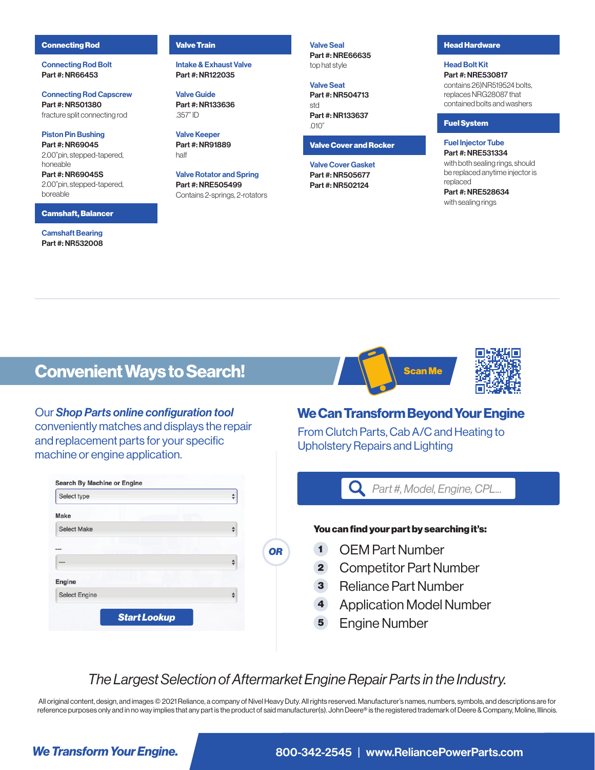## Connecting Rod

**Connecting Rod Bolt**
**Part #: NR66453**

**Connecting Rod Capscrew**
**Part #: NR501380**
fracture split connecting rod

**Piston Pin Bushing**
**Part #: NR69045**
2.00" pin, stepped-tapered, honeable
**Part #: NR69045S**
2.00" pin, stepped-tapered, boreable

## Camshaft, Balancer

**Camshaft Bearing**
**Part #: NR532008**

## Valve Train

**Intake & Exhaust Valve**
**Part #: NR122035**

**Valve Guide**
**Part #: NR133636**
.357" ID

**Valve Keeper**
**Part #: NR91889**
half

**Valve Rotator and Spring**
**Part #: NRE505499**
Contains 2-springs, 2-rotators

**Valve Seal**
**Part #: NRE66635**
top hat style

**Valve Seat**
**Part #: NR504713**
std
**Part #: NR133637**
.010"

## Valve Cover and Rocker

**Valve Cover Gasket**
**Part #: NR505677**
**Part #: NR502124**

## Head Hardware

**Head Bolt Kit**
**Part #: NRE530817**
contains 26)NR519524 bolts, replaces NRG28087 that contained bolts and washers

## Fuel System

**Fuel Injector Tube**
**Part #: NRE531334**
with both sealing rings, should be replaced anytime injector is replaced
**Part #: NRE528634**
with sealing rings

---

# Convenient Ways to Search!

Scan Me

Our ***Shop Parts online configuration tool*** conveniently matches and displays the repair and replacement parts for your specific machine or engine application.

Search By Machine or Engine
Select type
Make
Select Make
---
---
Engine
Select Engine
**Start Lookup**

**OR**

## We Can Transform Beyond Your Engine

From Clutch Parts, Cab A/C and Heating to Upholstery Repairs and Lighting

*Part #, Model, Engine, CPL...*

**You can find your part by searching it's:**

1. OEM Part Number
2. Competitor Part Number
3. Reliance Part Number
4. Application Model Number
5. Engine Number

*The Largest Selection of Aftermarket Engine Repair Parts in the Industry.*

All original content, design, and images © 2021 Reliance, a company of Nivel Heavy Duty. All rights reserved. Manufacturer's names, numbers, symbols, and descriptions are for reference purposes only and in no way implies that any part is the product of said manufacturer(s). John Deere® is the registered trademark of Deere & Company, Moline, Illinois.

***We Transform Your Engine.***

**800-342-2545 | www.ReliancePowerParts.com**